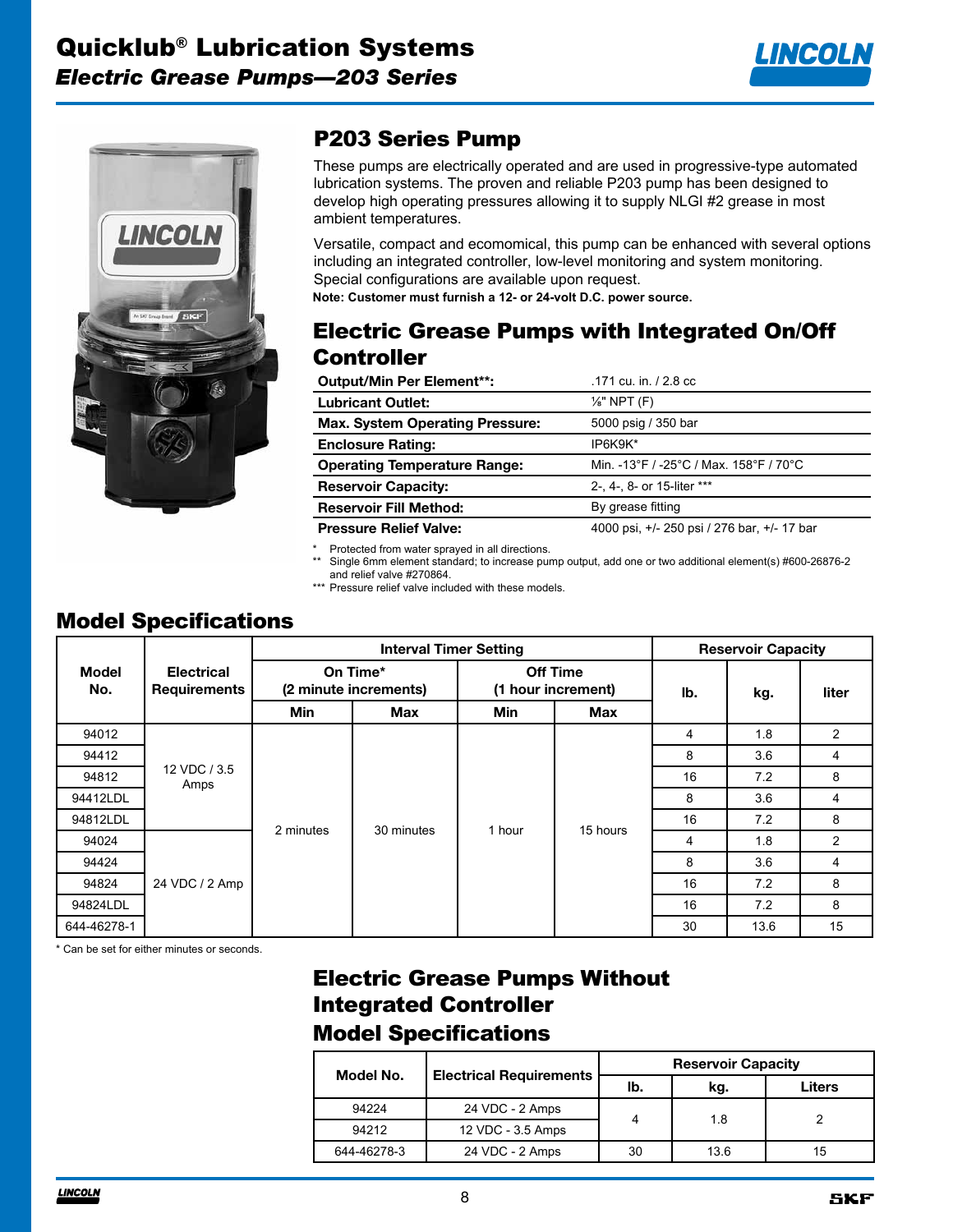# Quicklub® Lubrication Systems

## *Electric Grease Pumps—203 Series*

## P203 Series Pump

These pumps are electrically operated and are used in progressive-type automated lubrication systems. The proven and reliable P203 pump has been designed to develop high operating pressures allowing it to supply NLGI #2 grease in most ambient temperatures.

Versatile, compact and ecomomical, this pump can be enhanced with several options including an integrated controller, low-level monitoring and system monitoring. Special configurations are available upon request.

**Note: Customer must furnish a 12- or 24-volt D.C. power source.**

## Electric Grease Pumps with Integrated On/Off Controller

| | |
|---|---|
| **Output/Min Per Element\*\*:** | .171 cu. in. / 2.8 cc |
| **Lubricant Outlet:** | ⅛" NPT (F) |
| **Max. System Operating Pressure:** | 5000 psig / 350 bar |
| **Enclosure Rating:** | IP6K9K* |
| **Operating Temperature Range:** | Min. -13°F / -25°C / Max. 158°F / 70°C |
| **Reservoir Capacity:** | 2-, 4-, 8- or 15-liter *** |
| **Reservoir Fill Method:** | By grease fitting |
| **Pressure Relief Valve:** | 4000 psi, +/- 250 psi / 276 bar, +/- 17 bar |

\* Protected from water sprayed in all directions.

\*\* Single 6mm element standard; to increase pump output, add one or two additional element(s) #600-26876-2 and relief valve #270864.

\*\*\* Pressure relief valve included with these models.

## Model Specifications

| Model No. | Electrical Requirements | Interval Timer Setting | | | | Reservoir Capacity | | |
|---|---|---|---|---|---|---|---|---|
| | | On Time* (2 minute increments) | | Off Time (1 hour increment) | | lb. | kg. | liter |
| | | Min | Max | Min | Max | | | |
| 94012 | 12 VDC / 3.5 Amps | 2 minutes | 30 minutes | 1 hour | 15 hours | 4 | 1.8 | 2 |
| 94412 | | | | | | 8 | 3.6 | 4 |
| 94812 | | | | | | 16 | 7.2 | 8 |
| 94412LDL | | | | | | 8 | 3.6 | 4 |
| 94812LDL | | | | | | 16 | 7.2 | 8 |
| 94024 | 24 VDC / 2 Amp | | | | | 4 | 1.8 | 2 |
| 94424 | | | | | | 8 | 3.6 | 4 |
| 94824 | | | | | | 16 | 7.2 | 8 |
| 94824LDL | | | | | | 16 | 7.2 | 8 |
| 644-46278-1 | | | | | | 30 | 13.6 | 15 |

\* Can be set for either minutes or seconds.

## Electric Grease Pumps Without Integrated Controller Model Specifications

| Model No. | Electrical Requirements | Reservoir Capacity | | |
|---|---|---|---|---|
| | | lb. | kg. | Liters |
| 94224 | 24 VDC - 2 Amps | 4 | 1.8 | 2 |
| 94212 | 12 VDC - 3.5 Amps | | | |
| 644-46278-3 | 24 VDC - 2 Amps | 30 | 13.6 | 15 |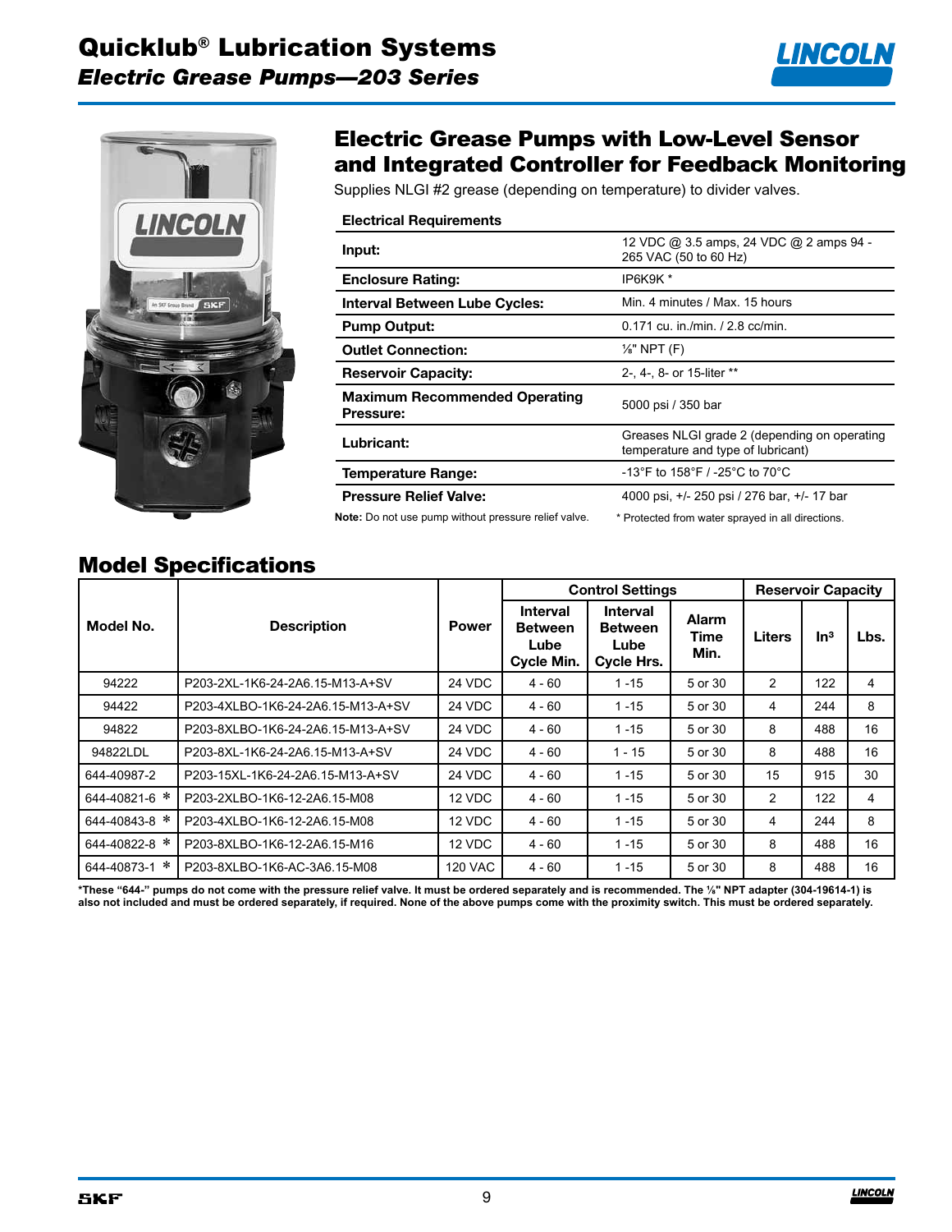# Quicklub® Lubrication Systems

## *Electric Grease Pumps—203 Series*

## Electric Grease Pumps with Low-Level Sensor and Integrated Controller for Feedback Monitoring

Supplies NLGI #2 grease (depending on temperature) to divider valves.

| **Electrical Requirements** | |
|---|---|
| **Input:** | 12 VDC @ 3.5 amps, 24 VDC @ 2 amps 94 - 265 VAC (50 to 60 Hz) |
| **Enclosure Rating:** | IP6K9K * |
| **Interval Between Lube Cycles:** | Min. 4 minutes / Max. 15 hours |
| **Pump Output:** | 0.171 cu. in./min. / 2.8 cc/min. |
| **Outlet Connection:** | ⅛" NPT (F) |
| **Reservoir Capacity:** | 2-, 4-, 8- or 15-liter ** |
| **Maximum Recommended Operating Pressure:** | 5000 psi / 350 bar |
| **Lubricant:** | Greases NLGI grade 2 (depending on operating temperature and type of lubricant) |
| **Temperature Range:** | -13°F to 158°F / -25°C to 70°C |
| **Pressure Relief Valve:** | 4000 psi, +/- 250 psi / 276 bar, +/- 17 bar |

**Note:** Do not use pump without pressure relief valve.

\* Protected from water sprayed in all directions.

## Model Specifications

| Model No. | Description | Power | Control Settings | | | Reservoir Capacity | | |
|---|---|---|---|---|---|---|---|---|
| | | | Interval Between Lube Cycle Min. | Interval Between Lube Cycle Hrs. | Alarm Time Min. | Liters | In³ | Lbs. |
| 94222 | P203-2XL-1K6-24-2A6.15-M13-A+SV | 24 VDC | 4 - 60 | 1 -15 | 5 or 30 | 2 | 122 | 4 |
| 94422 | P203-4XLBO-1K6-24-2A6.15-M13-A+SV | 24 VDC | 4 - 60 | 1 -15 | 5 or 30 | 4 | 244 | 8 |
| 94822 | P203-8XLBO-1K6-24-2A6.15-M13-A+SV | 24 VDC | 4 - 60 | 1 -15 | 5 or 30 | 8 | 488 | 16 |
| 94822LDL | P203-8XL-1K6-24-2A6.15-M13-A+SV | 24 VDC | 4 - 60 | 1 - 15 | 5 or 30 | 8 | 488 | 16 |
| 644-40987-2 | P203-15XL-1K6-24-2A6.15-M13-A+SV | 24 VDC | 4 - 60 | 1 -15 | 5 or 30 | 15 | 915 | 30 |
| 644-40821-6 * | P203-2XLBO-1K6-12-2A6.15-M08 | 12 VDC | 4 - 60 | 1 -15 | 5 or 30 | 2 | 122 | 4 |
| 644-40843-8 * | P203-4XLBO-1K6-12-2A6.15-M08 | 12 VDC | 4 - 60 | 1 -15 | 5 or 30 | 4 | 244 | 8 |
| 644-40822-8 * | P203-8XLBO-1K6-12-2A6.15-M16 | 12 VDC | 4 - 60 | 1 -15 | 5 or 30 | 8 | 488 | 16 |
| 644-40873-1 * | P203-8XLBO-1K6-AC-3A6.15-M08 | 120 VAC | 4 - 60 | 1 -15 | 5 or 30 | 8 | 488 | 16 |

**\*These "644-" pumps do not come with the pressure relief valve. It must be ordered separately and is recommended. The ⅛" NPT adapter (304-19614-1) is also not included and must be ordered separately, if required. None of the above pumps come with the proximity switch. This must be ordered separately.**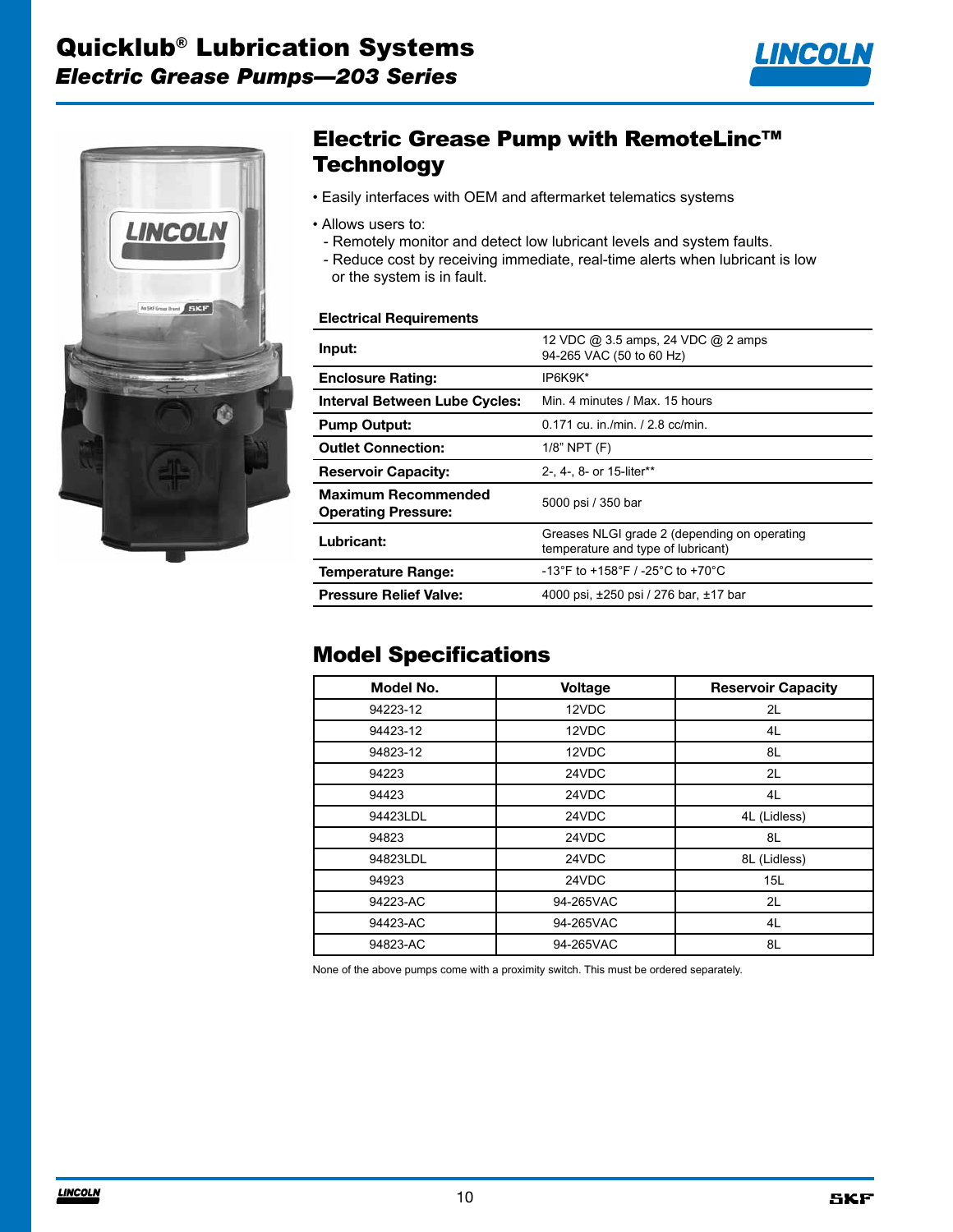# Quicklub® Lubrication Systems

## *Electric Grease Pumps—203 Series*

## Electric Grease Pump with RemoteLinc™ Technology

- Easily interfaces with OEM and aftermarket telematics systems
- Allows users to:
  - Remotely monitor and detect low lubricant levels and system faults.
  - Reduce cost by receiving immediate, real-time alerts when lubricant is low or the system is in fault.

### Electrical Requirements

| | |
|---|---|
| **Input:** | 12 VDC @ 3.5 amps, 24 VDC @ 2 amps<br>94-265 VAC (50 to 60 Hz) |
| **Enclosure Rating:** | IP6K9K* |
| **Interval Between Lube Cycles:** | Min. 4 minutes / Max. 15 hours |
| **Pump Output:** | 0.171 cu. in./min. / 2.8 cc/min. |
| **Outlet Connection:** | 1/8" NPT (F) |
| **Reservoir Capacity:** | 2-, 4-, 8- or 15-liter** |
| **Maximum Recommended Operating Pressure:** | 5000 psi / 350 bar |
| **Lubricant:** | Greases NLGI grade 2 (depending on operating temperature and type of lubricant) |
| **Temperature Range:** | -13°F to +158°F / -25°C to +70°C |
| **Pressure Relief Valve:** | 4000 psi, ±250 psi / 276 bar, ±17 bar |

## Model Specifications

| Model No. | Voltage | Reservoir Capacity |
|---|---|---|
| 94223-12 | 12VDC | 2L |
| 94423-12 | 12VDC | 4L |
| 94823-12 | 12VDC | 8L |
| 94223 | 24VDC | 2L |
| 94423 | 24VDC | 4L |
| 94423LDL | 24VDC | 4L (Lidless) |
| 94823 | 24VDC | 8L |
| 94823LDL | 24VDC | 8L (Lidless) |
| 94923 | 24VDC | 15L |
| 94223-AC | 94-265VAC | 2L |
| 94423-AC | 94-265VAC | 4L |
| 94823-AC | 94-265VAC | 8L |

None of the above pumps come with a proximity switch. This must be ordered separately.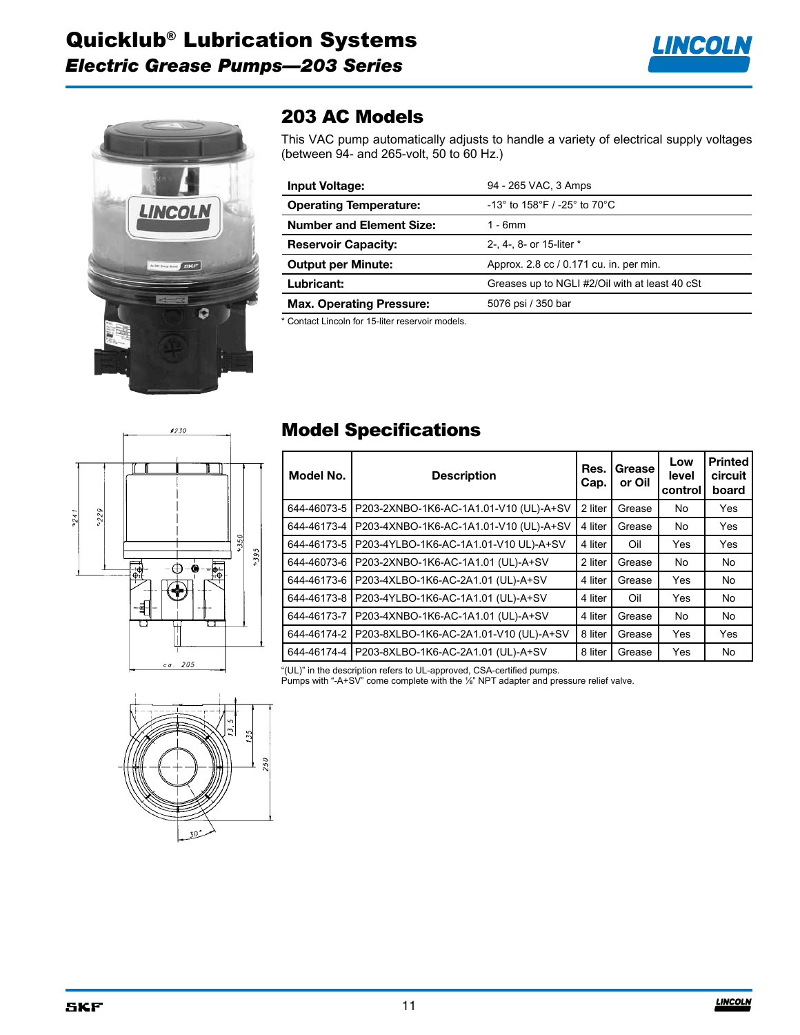# Quicklub® Lubrication Systems

## *Electric Grease Pumps—203 Series*

## 203 AC Models

This VAC pump automatically adjusts to handle a variety of electrical supply voltages (between 94- and 265-volt, 50 to 60 Hz.)

| | |
|---|---|
| **Input Voltage:** | 94 - 265 VAC, 3 Amps |
| **Operating Temperature:** | -13° to 158°F / -25° to 70°C |
| **Number and Element Size:** | 1 - 6mm |
| **Reservoir Capacity:** | 2-, 4-, 8- or 15-liter * |
| **Output per Minute:** | Approx. 2.8 cc / 0.171 cu. in. per min. |
| **Lubricant:** | Greases up to NGLI #2/Oil with at least 40 cSt |
| **Max. Operating Pressure:** | 5076 psi / 350 bar |

\* Contact Lincoln for 15-liter reservoir models.

## Model Specifications

| Model No. | Description | Res. Cap. | Grease or Oil | Low level control | Printed circuit board |
|---|---|---|---|---|---|
| 644-46073-5 | P203-2XNBO-1K6-AC-1A1.01-V10 (UL)-A+SV | 2 liter | Grease | No | Yes |
| 644-46173-4 | P203-4XNBO-1K6-AC-1A1.01-V10 (UL)-A+SV | 4 liter | Grease | No | Yes |
| 644-46173-5 | P203-4YLBO-1K6-AC-1A1.01-V10 UL)-A+SV | 4 liter | Oil | Yes | Yes |
| 644-46073-6 | P203-2XNBO-1K6-AC-1A1.01 (UL)-A+SV | 2 liter | Grease | No | No |
| 644-46173-6 | P203-4XLBO-1K6-AC-2A1.01 (UL)-A+SV | 4 liter | Grease | Yes | No |
| 644-46173-8 | P203-4YLBO-1K6-AC-1A1.01 (UL)-A+SV | 4 liter | Oil | Yes | No |
| 644-46173-7 | P203-4XNBO-1K6-AC-1A1.01 (UL)-A+SV | 4 liter | Grease | No | No |
| 644-46174-2 | P203-8XLBO-1K6-AC-2A1.01-V10 (UL)-A+SV | 8 liter | Grease | Yes | Yes |
| 644-46174-4 | P203-8XLBO-1K6-AC-2A1.01 (UL)-A+SV | 8 liter | Grease | Yes | No |

"(UL)" in the description refers to UL-approved, CSA-certified pumps.
Pumps with "-A+SV" come complete with the ⅛" NPT adapter and pressure relief valve.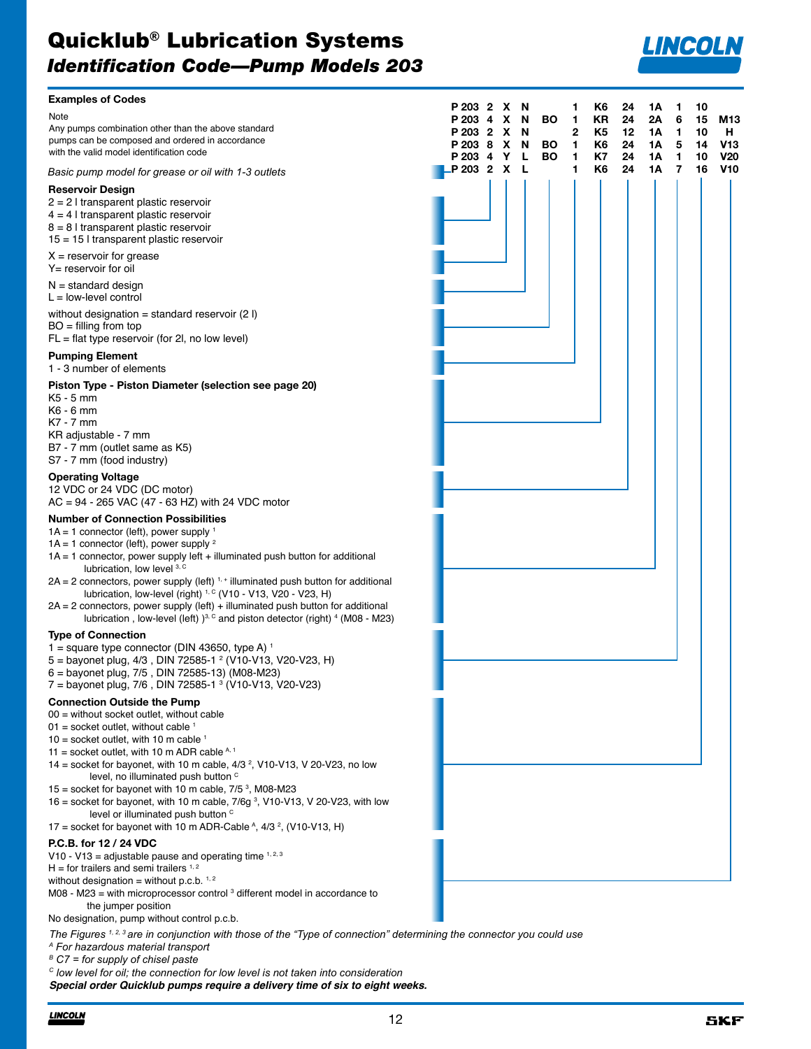# Quicklub® Lubrication Systems

## Identification Code—Pump Models 203

### Examples of Codes

Note
Any pumps combination other than the above standard pumps can be composed and ordered in accordance with the valid model identification code

| | | | | | | | | | | | |
|---|---|---|---|---|---|---|---|---|---|---|---|
| P 203 | 2 | X | N | | 1 | K6 | 24 | 1A | 1 | 10 | |
| P 203 | 4 | X | N | BO | 1 | KR | 24 | 2A | 6 | 15 | M13 |
| P 203 | 2 | X | N | | 2 | K5 | 12 | 1A | 1 | 10 | H |
| P 203 | 8 | X | N | BO | 1 | K6 | 24 | 1A | 5 | 14 | V13 |
| P 203 | 4 | Y | L | BO | 1 | K7 | 24 | 1A | 1 | 10 | V20 |
| P 203 | 2 | X | L | | 1 | K6 | 24 | 1A | 7 | 16 | V10 |

*Basic pump model for grease or oil with 1-3 outlets*

**Reservoir Design**
2 = 2 l transparent plastic reservoir
4 = 4 l transparent plastic reservoir
8 = 8 l transparent plastic reservoir
15 = 15 l transparent plastic reservoir

X = reservoir for grease
Y= reservoir for oil

N = standard design
L = low-level control

without designation = standard reservoir (2 l)
BO = filling from top
FL = flat type reservoir (for 2l, no low level)

**Pumping Element**
1 - 3 number of elements

**Piston Type - Piston Diameter (selection see page 20)**
K5 - 5 mm
K6 - 6 mm
K7 - 7 mm
KR adjustable - 7 mm
B7 - 7 mm (outlet same as K5)
S7 - 7 mm (food industry)

**Operating Voltage**
12 VDC or 24 VDC (DC motor)
AC = 94 - 265 VAC (47 - 63 HZ) with 24 VDC motor

**Number of Connection Possibilities**
1A = 1 connector (left), power supply [1]
1A = 1 connector (left), power supply [2]
1A = 1 connector, power supply left + illuminated push button for additional lubrication, low level [3, C]
2A = 2 connectors, power supply (left) [1, +] illuminated push button for additional lubrication, low-level (right) [1, C] (V10 - V13, V20 - V23, H)
2A = 2 connectors, power supply (left) + illuminated push button for additional lubrication , low-level (left) )[3, C] and piston detector (right) [4] (M08 - M23)

**Type of Connection**
1 = square type connector (DIN 43650, type A) [1]
5 = bayonet plug, 4/3 , DIN 72585-1 [2] (V10-V13, V20-V23, H)
6 = bayonet plug, 7/5 , DIN 72585-13) (M08-M23)
7 = bayonet plug, 7/6 , DIN 72585-1 [3] (V10-V13, V20-V23)

**Connection Outside the Pump**
00 = without socket outlet, without cable
01 = socket outlet, without cable [1]
10 = socket outlet, with 10 m cable [1]
11 = socket outlet, with 10 m ADR cable [A, 1]
14 = socket for bayonet, with 10 m cable, 4/3 [2], V10-V13, V 20-V23, no low level, no illuminated push button [C]
15 = socket for bayonet with 10 m cable, 7/5 [3], M08-M23
16 = socket for bayonet, with 10 m cable, 7/6g [3], V10-V13, V 20-V23, with low level or illuminated push button [C]
17 = socket for bayonet with 10 m ADR-Cable [A], 4/3 [2], (V10-V13, H)

**P.C.B. for 12 / 24 VDC**
V10 - V13 = adjustable pause and operating time [1, 2, 3]
H = for trailers and semi trailers [1, 2]
without designation = without p.c.b. [1, 2]
M08 - M23 = with microprocessor control [3] different model in accordance to the jumper position
No designation, pump without control p.c.b.

*The Figures [1, 2, 3] are in conjunction with those of the "Type of connection" determining the connector you could use*
*[A] For hazardous material transport*
*[B] C7 = for supply of chisel paste*
*[C] low level for oil; the connection for low level is not taken into consideration*
***Special order Quicklub pumps require a delivery time of six to eight weeks.***